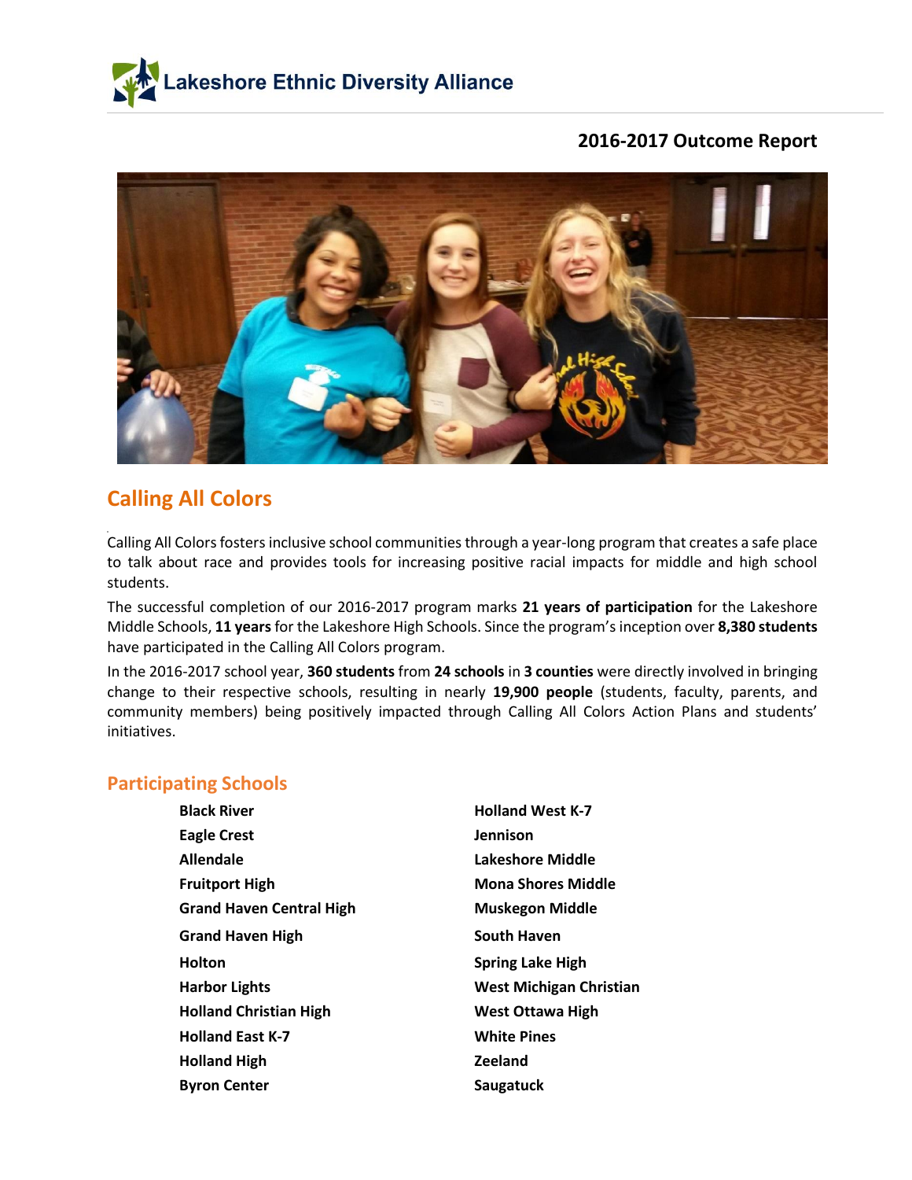Lakeshore Ethnic Diversity Alliance

## 2016-2017 Outcome Report

## Calling All Colors

Calling All Colors fosters inclusive school communities through a year-long program that creates a safe place to talk about race and provides tools for increasing positive racial impacts for middle and high school students.

The successful completion of our 2016-2017 program marks **21 years of participation** for the Lakeshore Middle Schools, **11 years** for the Lakeshore High Schools. Since the program's inception over **8,380 students** have participated in the Calling All Colors program.

In the 2016-2017 school year, **360 students** from **24 schools** in **3 counties** were directly involved in bringing change to their respective schools, resulting in nearly **19,900 people** (students, faculty, parents, and community members) being positively impacted through Calling All Colors Action Plans and students' initiatives.

### Participating Schools

- **Black River**
- **Eagle Crest**
- **Allendale**
- **Fruitport High**
- **Grand Haven Central High**
- **Grand Haven High**
- **Holton**
- **Harbor Lights**
- **Holland Christian High**
- **Holland East K-7**
- **Holland High**
- **Byron Center**
- **Holland West K-7**
- **Jennison**
- **Lakeshore Middle**
- **Mona Shores Middle**
- **Muskegon Middle**
- **South Haven**
- **Spring Lake High**
- **West Michigan Christian**
- **West Ottawa High**
- **White Pines**
- **Zeeland**
- **Saugatuck**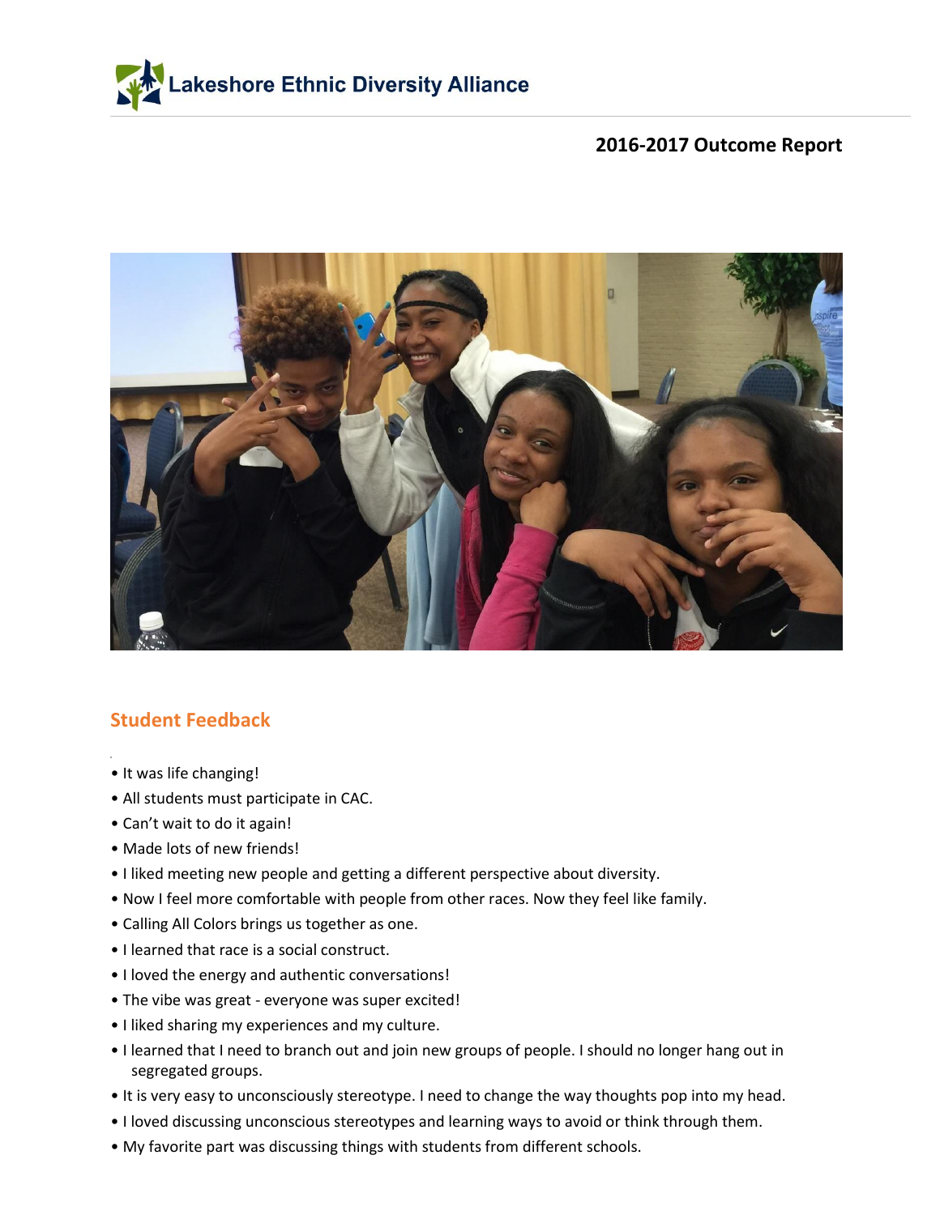Lakeshore Ethnic Diversity Alliance

## 2016-2017 Outcome Report

## Student Feedback

- It was life changing!
- All students must participate in CAC.
- Can't wait to do it again!
- Made lots of new friends!
- I liked meeting new people and getting a different perspective about diversity.
- Now I feel more comfortable with people from other races. Now they feel like family.
- Calling All Colors brings us together as one.
- I learned that race is a social construct.
- I loved the energy and authentic conversations!
- The vibe was great - everyone was super excited!
- I liked sharing my experiences and my culture.
- I learned that I need to branch out and join new groups of people. I should no longer hang out in segregated groups.
- It is very easy to unconsciously stereotype. I need to change the way thoughts pop into my head.
- I loved discussing unconscious stereotypes and learning ways to avoid or think through them.
- My favorite part was discussing things with students from different schools.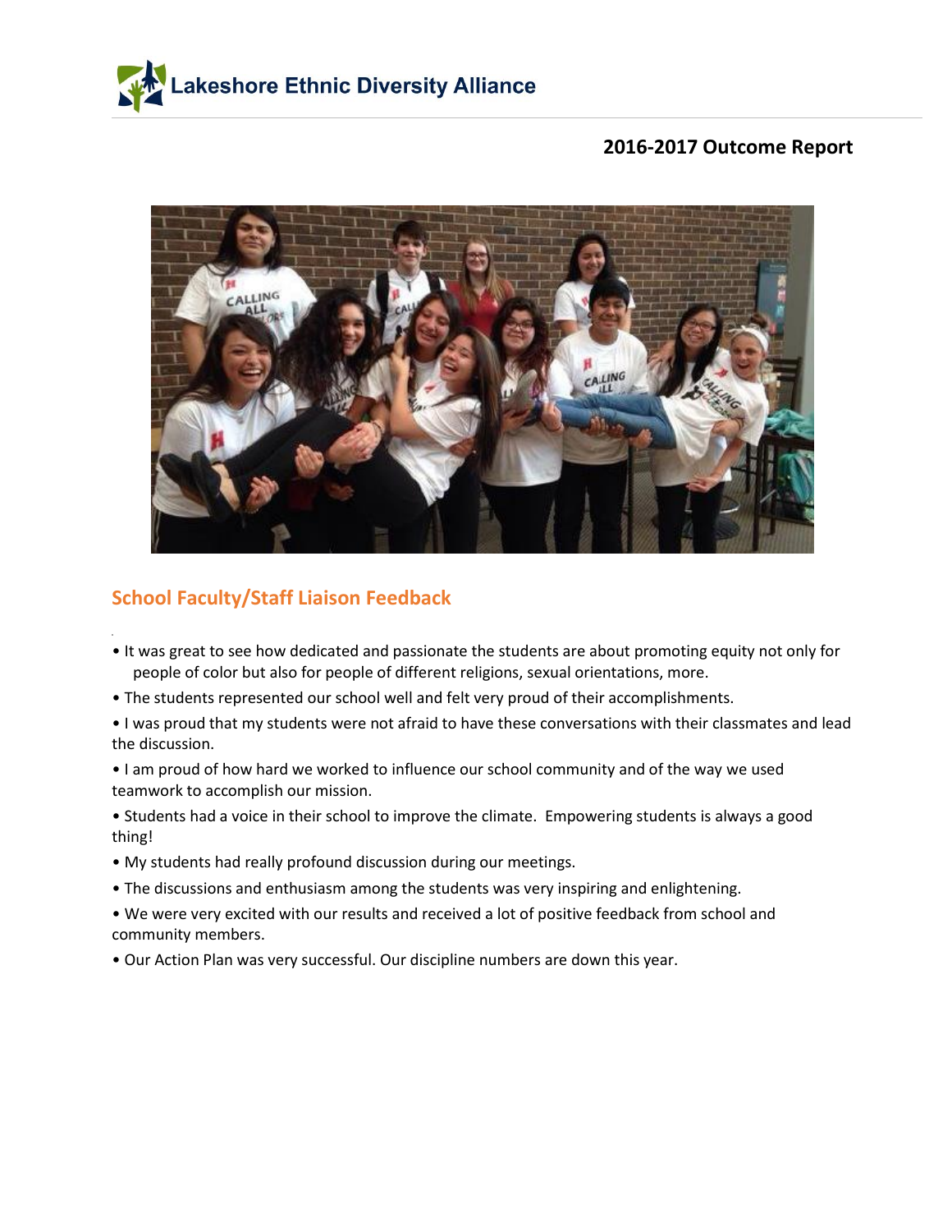Lakeshore Ethnic Diversity Alliance

## 2016-2017 Outcome Report

### School Faculty/Staff Liaison Feedback

- It was great to see how dedicated and passionate the students are about promoting equity not only for people of color but also for people of different religions, sexual orientations, more.
- The students represented our school well and felt very proud of their accomplishments.
- I was proud that my students were not afraid to have these conversations with their classmates and lead the discussion.
- I am proud of how hard we worked to influence our school community and of the way we used teamwork to accomplish our mission.
- Students had a voice in their school to improve the climate. Empowering students is always a good thing!
- My students had really profound discussion during our meetings.
- The discussions and enthusiasm among the students was very inspiring and enlightening.
- We were very excited with our results and received a lot of positive feedback from school and community members.
- Our Action Plan was very successful. Our discipline numbers are down this year.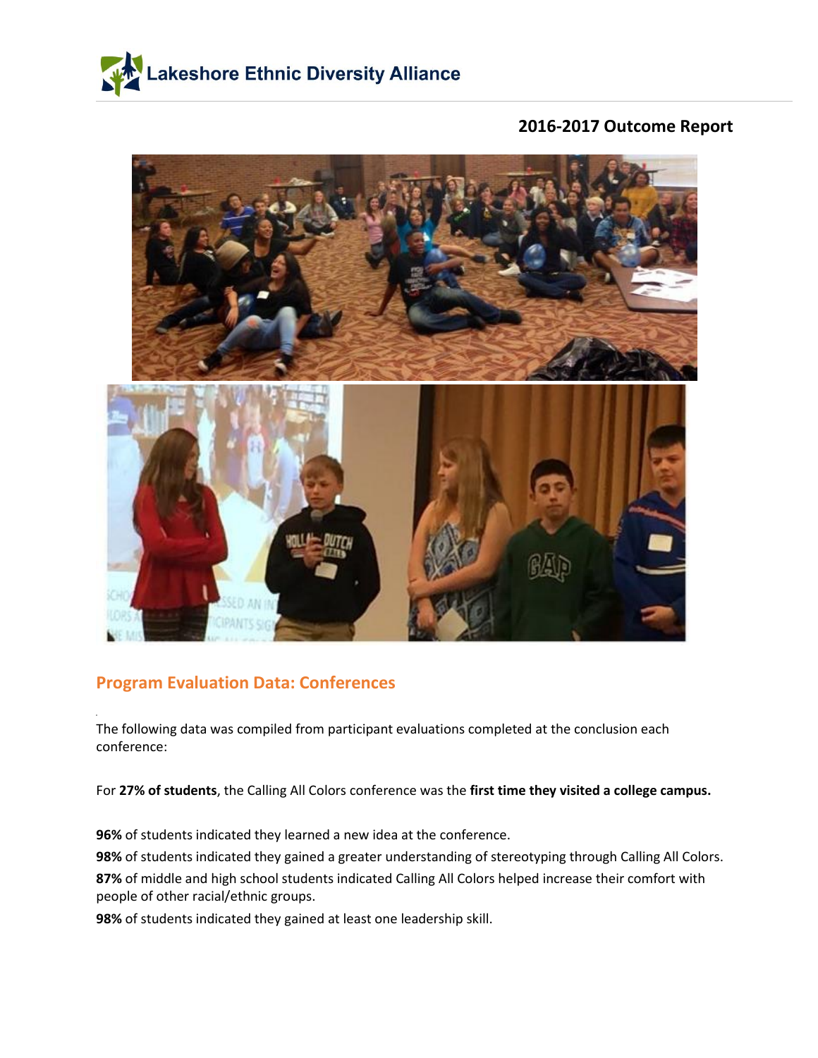Lakeshore Ethnic Diversity Alliance

## 2016-2017 Outcome Report

## Program Evaluation Data: Conferences

The following data was compiled from participant evaluations completed at the conclusion each conference:

For **27% of students**, the Calling All Colors conference was the **first time they visited a college campus.**

**96%** of students indicated they learned a new idea at the conference.

**98%** of students indicated they gained a greater understanding of stereotyping through Calling All Colors.

**87%** of middle and high school students indicated Calling All Colors helped increase their comfort with people of other racial/ethnic groups.

**98%** of students indicated they gained at least one leadership skill.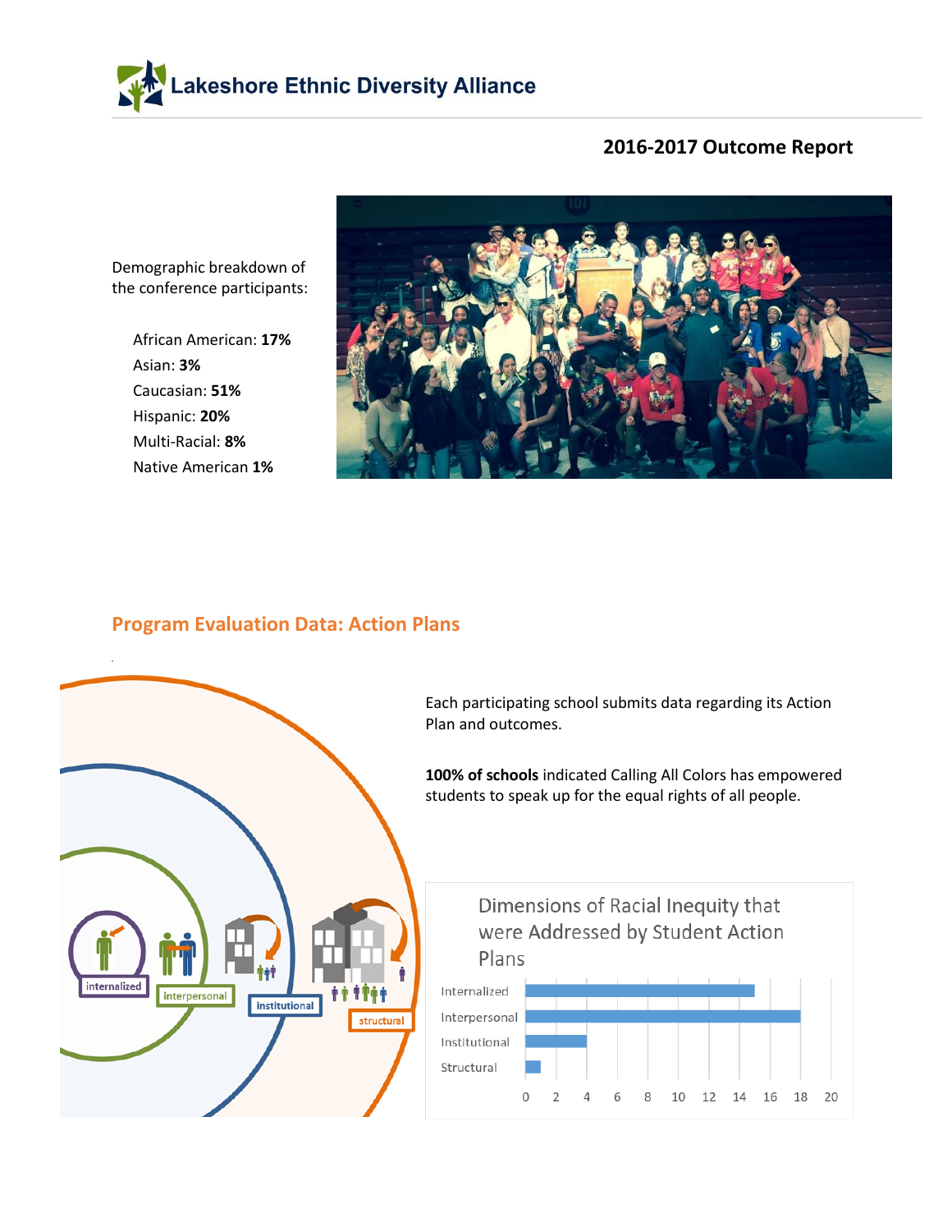Lakeshore Ethnic Diversity Alliance

## 2016-2017 Outcome Report

Demographic breakdown of the conference participants:

- African American: **17%**
- Asian: **3%**
- Caucasian: **51%**
- Hispanic: **20%**
- Multi-Racial: **8%**
- Native American **1%**

## Program Evaluation Data: Action Plans

internalized
interpersonal
institutional
structural

Each participating school submits data regarding its Action Plan and outcomes.

**100% of schools** indicated Calling All Colors has empowered students to speak up for the equal rights of all people.

Dimensions of Racial Inequity that were Addressed by Student Action Plans

Internalized
Interpersonal
Institutional
Structural

0 2 4 6 8 10 12 14 16 18 20